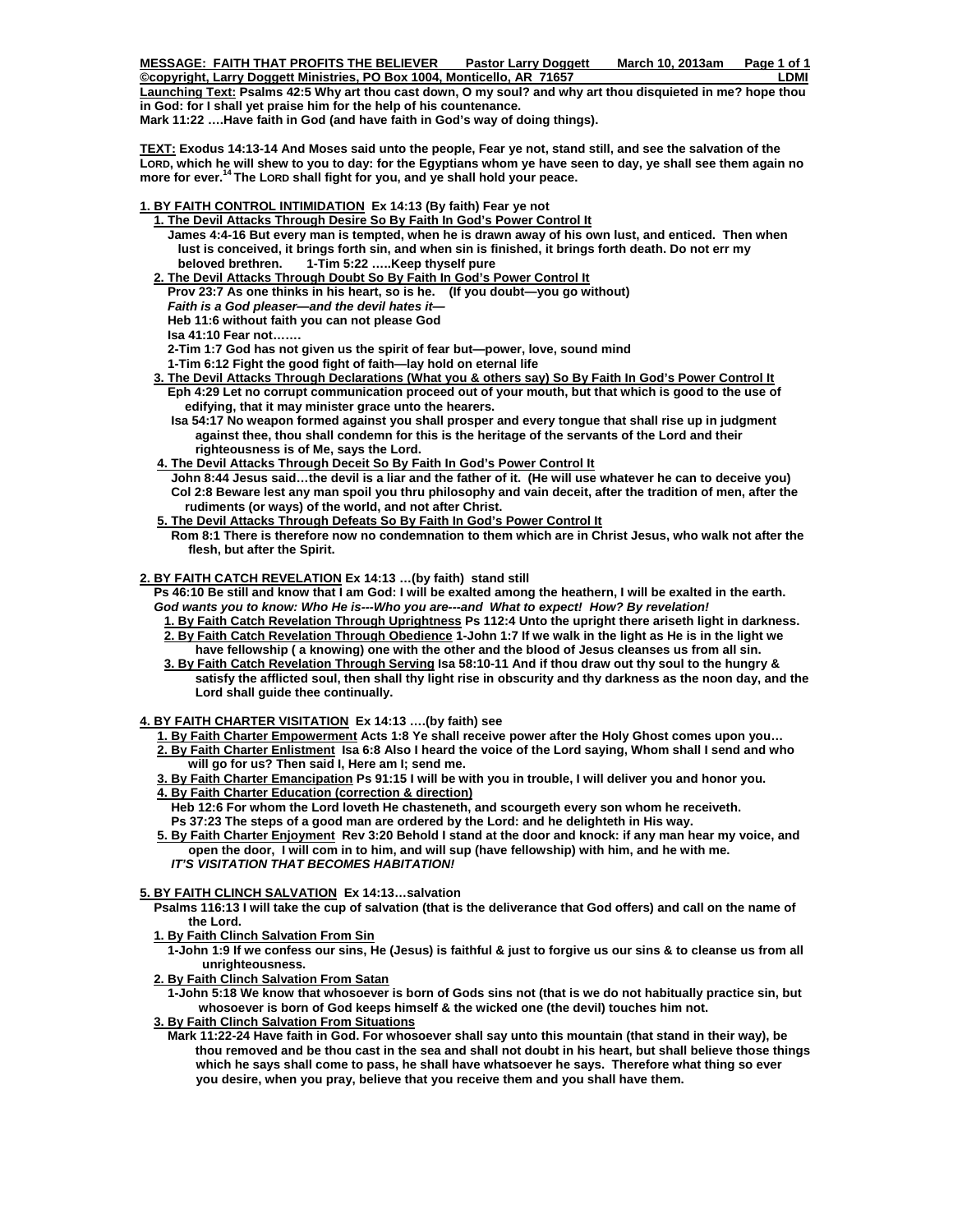**MESSAGE: FAITH THAT PROFITS THE BELIEVER   Pastor Larry Doggett   March 10, 2013am**

**©copyright, Larry Doggett Ministries, PO Box 1004, Monticello, AR 71657   LDMI**

**Launching Text: Psalms 42:5 Why art thou cast down, O my soul? and why art thou disquieted in me? hope thou in God: for I shall yet praise him for the help of his countenance.**

**Mark 11:22 ….Have faith in God (and have faith in God's way of doing things).**

**TEXT: Exodus 14:13-14 And Moses said unto the people, Fear ye not, stand still, and see the salvation of the LORD, which he will shew to you to day: for the Egyptians whom ye have seen to day, ye shall see them again no more for ever.[14] The LORD shall fight for you, and ye shall hold your peace.**

**1. BY FAITH CONTROL INTIMIDATION Ex 14:13 (By faith) Fear ye not**

**1. The Devil Attacks Through Desire So By Faith In God's Power Control It**

**James 4:4-16 But every man is tempted, when he is drawn away of his own lust, and enticed. Then when lust is conceived, it brings forth sin, and when sin is finished, it brings forth death. Do not err my beloved brethren. 1-Tim 5:22 …..Keep thyself pure**

**2. The Devil Attacks Through Doubt So By Faith In God's Power Control It**

**Prov 23:7 As one thinks in his heart, so is he. (If you doubt—you go without)**

***Faith is a God pleaser—and the devil hates it—***

**Heb 11:6 without faith you can not please God**

**Isa 41:10 Fear not…….**

**2-Tim 1:7 God has not given us the spirit of fear but—power, love, sound mind**

**1-Tim 6:12 Fight the good fight of faith—lay hold on eternal life**

**3. The Devil Attacks Through Declarations (What you & others say) So By Faith In God's Power Control It**

**Eph 4:29 Let no corrupt communication proceed out of your mouth, but that which is good to the use of edifying, that it may minister grace unto the hearers.**

**Isa 54:17 No weapon formed against you shall prosper and every tongue that shall rise up in judgment against thee, thou shall condemn for this is the heritage of the servants of the Lord and their righteousness is of Me, says the Lord.**

**4. The Devil Attacks Through Deceit So By Faith In God's Power Control It**

**John 8:44 Jesus said…the devil is a liar and the father of it. (He will use whatever he can to deceive you)**

**Col 2:8 Beware lest any man spoil you thru philosophy and vain deceit, after the tradition of men, after the rudiments (or ways) of the world, and not after Christ.**

**5. The Devil Attacks Through Defeats So By Faith In God's Power Control It**

**Rom 8:1 There is therefore now no condemnation to them which are in Christ Jesus, who walk not after the flesh, but after the Spirit.**

**2. BY FAITH CATCH REVELATION Ex 14:13 …(by faith) stand still**

**Ps 46:10 Be still and know that I am God: I will be exalted among the heathern, I will be exalted in the earth.**

***God wants you to know: Who He is---Who you are---and What to expect! How? By revelation!***

**1. By Faith Catch Revelation Through Uprightness Ps 112:4 Unto the upright there ariseth light in darkness.**

**2. By Faith Catch Revelation Through Obedience 1-John 1:7 If we walk in the light as He is in the light we have fellowship ( a knowing) one with the other and the blood of Jesus cleanses us from all sin.**

**3. By Faith Catch Revelation Through Serving Isa 58:10-11 And if thou draw out thy soul to the hungry & satisfy the afflicted soul, then shall thy light rise in obscurity and thy darkness as the noon day, and the Lord shall guide thee continually.**

**4. BY FAITH CHARTER VISITATION Ex 14:13 ….(by faith) see**

**1. By Faith Charter Empowerment Acts 1:8 Ye shall receive power after the Holy Ghost comes upon you…**

**2. By Faith Charter Enlistment Isa 6:8 Also I heard the voice of the Lord saying, Whom shall I send and who will go for us? Then said I, Here am I; send me.**

**3. By Faith Charter Emancipation Ps 91:15 I will be with you in trouble, I will deliver you and honor you.**

**4. By Faith Charter Education (correction & direction)**

**Heb 12:6 For whom the Lord loveth He chasteneth, and scourgeth every son whom he receiveth.**

**Ps 37:23 The steps of a good man are ordered by the Lord: and he delighteth in His way.**

**5. By Faith Charter Enjoyment Rev 3:20 Behold I stand at the door and knock: if any man hear my voice, and open the door, I will com in to him, and will sup (have fellowship) with him, and he with me.**

***IT'S VISITATION THAT BECOMES HABITATION!***

**5. BY FAITH CLINCH SALVATION Ex 14:13…salvation**

**Psalms 116:13 I will take the cup of salvation (that is the deliverance that God offers) and call on the name of the Lord.**

**1. By Faith Clinch Salvation From Sin**

**1-John 1:9 If we confess our sins, He (Jesus) is faithful & just to forgive us our sins & to cleanse us from all unrighteousness.**

**2. By Faith Clinch Salvation From Satan**

**1-John 5:18 We know that whosoever is born of Gods sins not (that is we do not habitually practice sin, but whosoever is born of God keeps himself & the wicked one (the devil) touches him not.**

**3. By Faith Clinch Salvation From Situations**

**Mark 11:22-24 Have faith in God. For whosoever shall say unto this mountain (that stand in their way), be thou removed and be thou cast in the sea and shall not doubt in his heart, but shall believe those things which he says shall come to pass, he shall have whatsoever he says. Therefore what thing so ever you desire, when you pray, believe that you receive them and you shall have them.**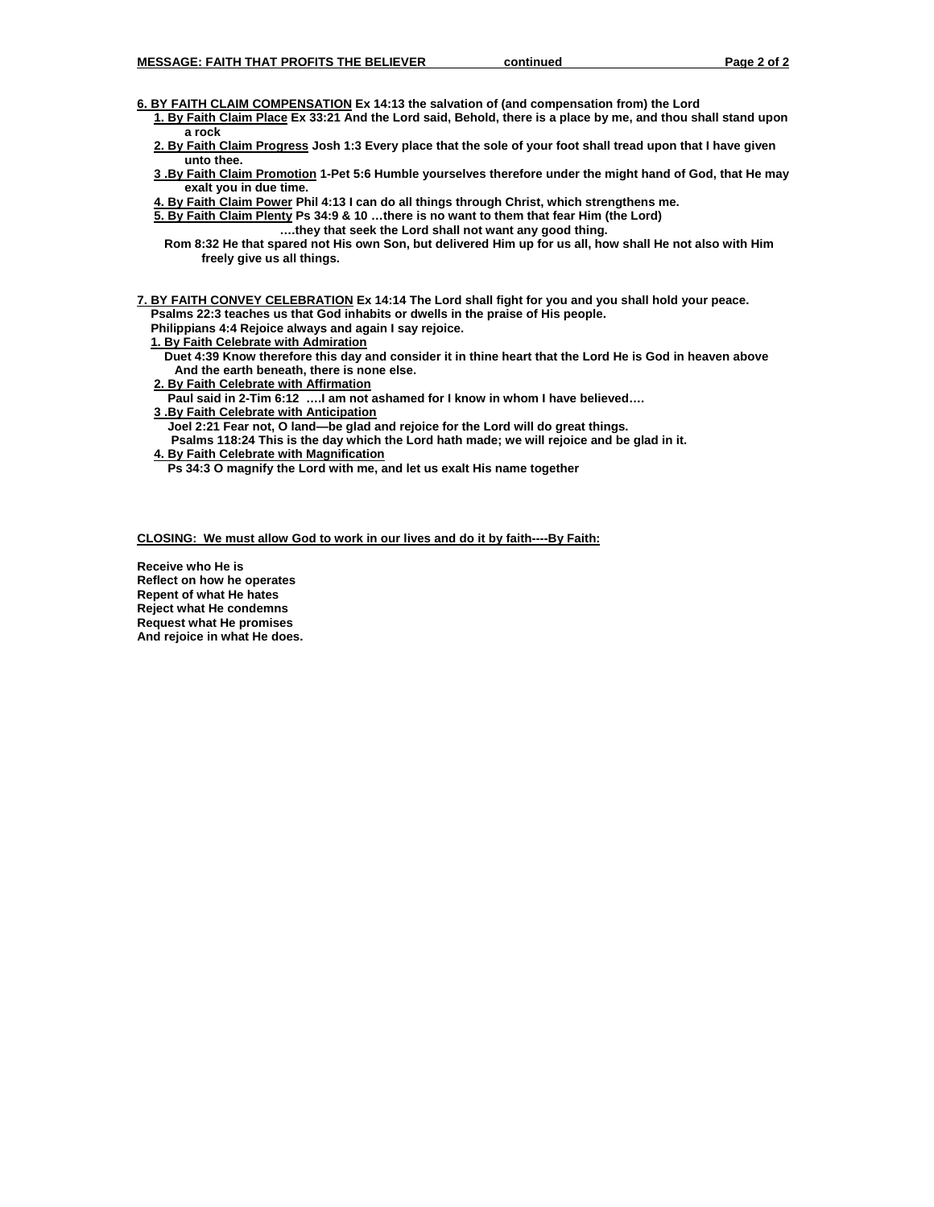**6. BY FAITH CLAIM COMPENSATION Ex 14:13 the salvation of (and compensation from) the Lord**

**1. By Faith Claim Place Ex 33:21 And the Lord said, Behold, there is a place by me, and thou shall stand upon a rock**

**2. By Faith Claim Progress Josh 1:3 Every place that the sole of your foot shall tread upon that I have given unto thee.**

**3 .By Faith Claim Promotion 1-Pet 5:6 Humble yourselves therefore under the might hand of God, that He may exalt you in due time.**

**4. By Faith Claim Power Phil 4:13 I can do all things through Christ, which strengthens me.**

**5. By Faith Claim Plenty Ps 34:9 & 10 …there is no want to them that fear Him (the Lord)**

**….they that seek the Lord shall not want any good thing.**

**Rom 8:32 He that spared not His own Son, but delivered Him up for us all, how shall He not also with Him freely give us all things.**

**7. BY FAITH CONVEY CELEBRATION Ex 14:14 The Lord shall fight for you and you shall hold your peace.**

**Psalms 22:3 teaches us that God inhabits or dwells in the praise of His people.**

**Philippians 4:4 Rejoice always and again I say rejoice.**

**1. By Faith Celebrate with Admiration**

**Duet 4:39 Know therefore this day and consider it in thine heart that the Lord He is God in heaven above And the earth beneath, there is none else.**

**2. By Faith Celebrate with Affirmation**

**Paul said in 2-Tim 6:12 ….I am not ashamed for I know in whom I have believed….**

**3 .By Faith Celebrate with Anticipation**

**Joel 2:21 Fear not, O land—be glad and rejoice for the Lord will do great things.**

**Psalms 118:24 This is the day which the Lord hath made; we will rejoice and be glad in it.**

**4. By Faith Celebrate with Magnification**

**Ps 34:3 O magnify the Lord with me, and let us exalt His name together**

**CLOSING: We must allow God to work in our lives and do it by faith----By Faith:**

**Receive who He is**
**Reflect on how he operates**
**Repent of what He hates**
**Reject what He condemns**
**Request what He promises**
**And rejoice in what He does.**